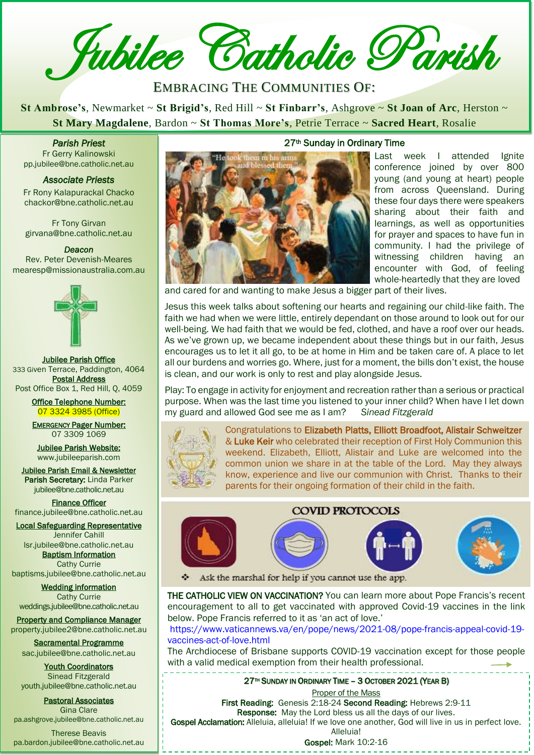# Jubilee Catholic Parish

EMBRACING THE COMMUNITIES OF:

**St Ambrose's**, Newmarket ~ **St Brigid's**, Red Hill ~ **St Finbarr's**, Ashgrove ~ **St Joan of Arc**, Herston ~ **St Mary Magdalene**, Bardon ~ **St Thomas More's**, Petrie Terrace ~ **Sacred Heart**, Rosalie

*Parish Priest*
Fr Gerry Kalinowski
pp.jubilee@bne.catholic.net.au

*Associate Priests*
Fr Rony Kalapurackal Chacko
chackor@bne.catholic.net.au

Fr Tony Girvan
girvana@bne.catholic.net.au

*Deacon*
Rev. Peter Devenish-Meares
mearesp@missionaustralia.com.au

**Jubilee Parish Office**
333 Given Terrace, Paddington, 4064

**Postal Address**
Post Office Box 1, Red Hill, Q, 4059

**Office Telephone Number:**
07 3324 3985 (Office)

**EMERGENCY Pager Number:**
07 3309 1069

**Jubilee Parish Website:**
www.jubileeparish.com

**Jubilee Parish Email & Newsletter**
**Parish Secretary:** Linda Parker
jubilee@bne.catholic.net.au

**Finance Officer**
finance.jubilee@bne.catholic.net.au

**Local Safeguarding Representative**
Jennifer Cahill
lsr.jubilee@bne.catholic.net.au

**Baptism Information**
Cathy Currie
baptisms.jubilee@bne.catholic.net.au

**Wedding information**
Cathy Currie
weddings.jubilee@bne.catholic.net.au

**Property and Compliance Manager**
property.jubilee2@bne.catholic.net.au

**Sacramental Programme**
sac.jubilee@bne.catholic.net.au

**Youth Coordinators**
Sinead Fitzgerald
youth.jubilee@bne.catholic.net.au

**Pastoral Associates**
Gina Clare
pa.ashgrove.jubilee@bne.catholic.net.au

Therese Beavis
pa.bardon.jubilee@bne.catholic.net.au

## 27th Sunday in Ordinary Time

Last week I attended Ignite conference joined by over 800 young (and young at heart) people from across Queensland. During these four days there were speakers sharing about their faith and learnings, as well as opportunities for prayer and spaces to have fun in community. I had the privilege of witnessing children having an encounter with God, of feeling whole-heartedly that they are loved and cared for and wanting to make Jesus a bigger part of their lives.

Jesus this week talks about softening our hearts and regaining our child-like faith. The faith we had when we were little, entirely dependant on those around to look out for our well-being. We had faith that we would be fed, clothed, and have a roof over our heads. As we've grown up, we became independent about these things but in our faith, Jesus encourages us to let it all go, to be at home in Him and be taken care of. A place to let all our burdens and worries go. Where, just for a moment, the bills don't exist, the house is clean, and our work is only to rest and play alongside Jesus.

Play: To engage in activity for enjoyment and recreation rather than a serious or practical purpose. When was the last time you listened to your inner child? When have I let down my guard and allowed God see me as I am? *Sinead Fitzgerald*

Congratulations to **Elizabeth Platts, Elliott Broadfoot, Alistair Schweitzer** & **Luke Keir** who celebrated their reception of First Holy Communion this weekend. Elizabeth, Elliott, Alistair and Luke are welcomed into the common union we share in at the table of the Lord. May they always know, experience and live our communion with Christ. Thanks to their parents for their ongoing formation of their child in the faith.

## COVID PROTOCOLS

- Ask the marshal for help if you cannot use the app.

**THE CATHOLIC VIEW ON VACCINATION?** You can learn more about Pope Francis's recent encouragement to all to get vaccinated with approved Covid-19 vaccines in the link below. Pope Francis referred to it as 'an act of love.'
https://www.vaticannews.va/en/pope/news/2021-08/pope-francis-appeal-covid-19-vaccines-act-of-love.html
The Archdiocese of Brisbane supports COVID-19 vaccination except for those people with a valid medical exemption from their health professional.

**27TH SUNDAY IN ORDINARY TIME – 3 OCTOBER 2021 (YEAR B)**

Proper of the Mass

**First Reading:** Genesis 2:18-24 **Second Reading:** Hebrews 2:9-11
**Response:** May the Lord bless us all the days of our lives.
**Gospel Acclamation:** Alleluia, alleluia! If we love one another, God will live in us in perfect love. Alleluia!
**Gospel:** Mark 10:2-16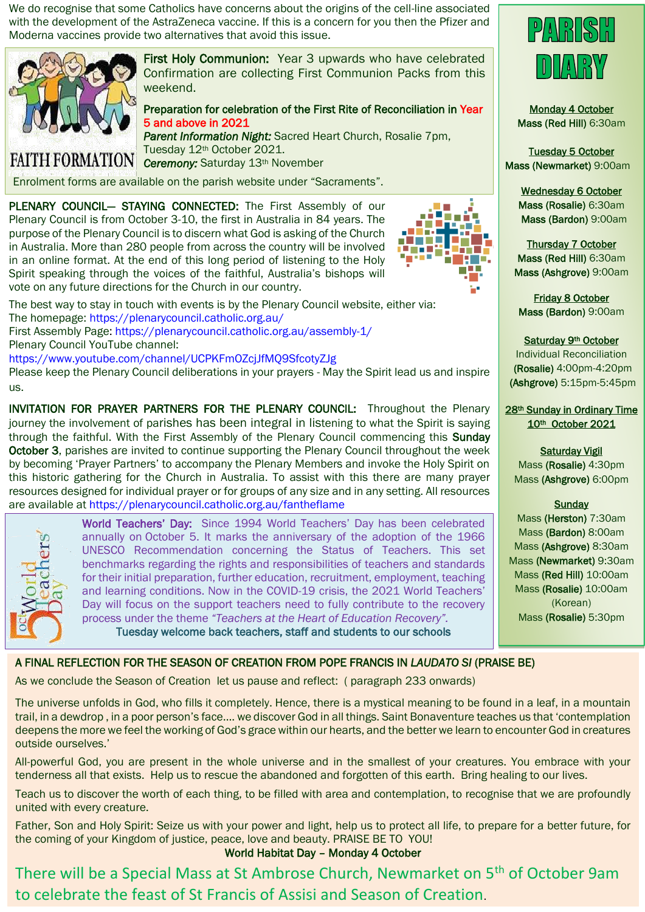We do recognise that some Catholics have concerns about the origins of the cell-line associated with the development of the AstraZeneca vaccine. If this is a concern for you then the Pfizer and Moderna vaccines provide two alternatives that avoid this issue.

## FAITH FORMATION

**First Holy Communion:** Year 3 upwards who have celebrated Confirmation are collecting First Communion Packs from this weekend.

**Preparation for celebration of the First Rite of Reconciliation in Year 5 and above in 2021**

***Parent Information Night:*** Sacred Heart Church, Rosalie 7pm, Tuesday 12th October 2021.

***Ceremony:*** Saturday 13th November

Enrolment forms are available on the parish website under "Sacraments".

**PLENARY COUNCIL— STAYING CONNECTED:** The First Assembly of our Plenary Council is from October 3-10, the first in Australia in 84 years. The purpose of the Plenary Council is to discern what God is asking of the Church in Australia. More than 280 people from across the country will be involved in an online format. At the end of this long period of listening to the Holy Spirit speaking through the voices of the faithful, Australia's bishops will vote on any future directions for the Church in our country.

The best way to stay in touch with events is by the Plenary Council website, either via:
The homepage: https://plenarycouncil.catholic.org.au/
First Assembly Page: https://plenarycouncil.catholic.org.au/assembly-1/
Plenary Council YouTube channel:
https://www.youtube.com/channel/UCPKFmOZcjJfMQ9SfcotyZJg
Please keep the Plenary Council deliberations in your prayers - May the Spirit lead us and inspire us.

**INVITATION FOR PRAYER PARTNERS FOR THE PLENARY COUNCIL:** Throughout the Plenary journey the involvement of parishes has been integral in listening to what the Spirit is saying through the faithful. With the First Assembly of the Plenary Council commencing this **Sunday October 3**, parishes are invited to continue supporting the Plenary Council throughout the week by becoming 'Prayer Partners' to accompany the Plenary Members and invoke the Holy Spirit on this historic gathering for the Church in Australia. To assist with this there are many prayer resources designed for individual prayer or for groups of any size and in any setting. All resources are available at https://plenarycouncil.catholic.org.au/fantheflame

**World Teachers' Day:** Since 1994 World Teachers' Day has been celebrated annually on October 5. It marks the anniversary of the adoption of the 1966 UNESCO Recommendation concerning the Status of Teachers. This set benchmarks regarding the rights and responsibilities of teachers and standards for their initial preparation, further education, recruitment, employment, teaching and learning conditions. Now in the COVID-19 crisis, the 2021 World Teachers' Day will focus on the support teachers need to fully contribute to the recovery process under the theme *"Teachers at the Heart of Education Recovery"*.

**Tuesday welcome back teachers, staff and students to our schools**

# PARISH DIARY

**Monday 4 October**
**Mass (Red Hill)** 6:30am

**Tuesday 5 October**
**Mass (Newmarket)** 9:00am

**Wednesday 6 October**
**Mass (Rosalie)** 6:30am
**Mass (Bardon)** 9:00am

**Thursday 7 October**
**Mass (Red Hill)** 6:30am
**Mass (Ashgrove)** 9:00am

**Friday 8 October**
**Mass (Bardon)** 9:00am

**Saturday 9th October**
Individual Reconciliation
**(Rosalie)** 4:00pm-4:20pm
**(Ashgrove)** 5:15pm-5:45pm

**28th Sunday in Ordinary Time 10th October 2021**

**Saturday Vigil**
Mass **(Rosalie)** 4:30pm
Mass **(Ashgrove)** 6:00pm

**Sunday**
Mass **(Herston)** 7:30am
Mass **(Bardon)** 8:00am
Mass **(Ashgrove)** 8:30am
Mass **(Newmarket)** 9:30am
Mass **(Red Hill)** 10:00am
Mass **(Rosalie)** 10:00am (Korean)
Mass **(Rosalie)** 5:30pm

## A FINAL REFLECTION FOR THE SEASON OF CREATION FROM POPE FRANCIS IN *LAUDATO SI* (PRAISE BE)

As we conclude the Season of Creation let us pause and reflect: ( paragraph 233 onwards)

The universe unfolds in God, who fills it completely. Hence, there is a mystical meaning to be found in a leaf, in a mountain trail, in a dewdrop , in a poor person's face.... we discover God in all things. Saint Bonaventure teaches us that 'contemplation deepens the more we feel the working of God's grace within our hearts, and the better we learn to encounter God in creatures outside ourselves.'

All-powerful God, you are present in the whole universe and in the smallest of your creatures. You embrace with your tenderness all that exists. Help us to rescue the abandoned and forgotten of this earth. Bring healing to our lives.

Teach us to discover the worth of each thing, to be filled with area and contemplation, to recognise that we are profoundly united with every creature.

Father, Son and Holy Spirit: Seize us with your power and light, help us to protect all life, to prepare for a better future, for the coming of your Kingdom of justice, peace, love and beauty. PRAISE BE TO YOU!

**World Habitat Day – Monday 4 October**

There will be a Special Mass at St Ambrose Church, Newmarket on 5th of October 9am to celebrate the feast of St Francis of Assisi and Season of Creation.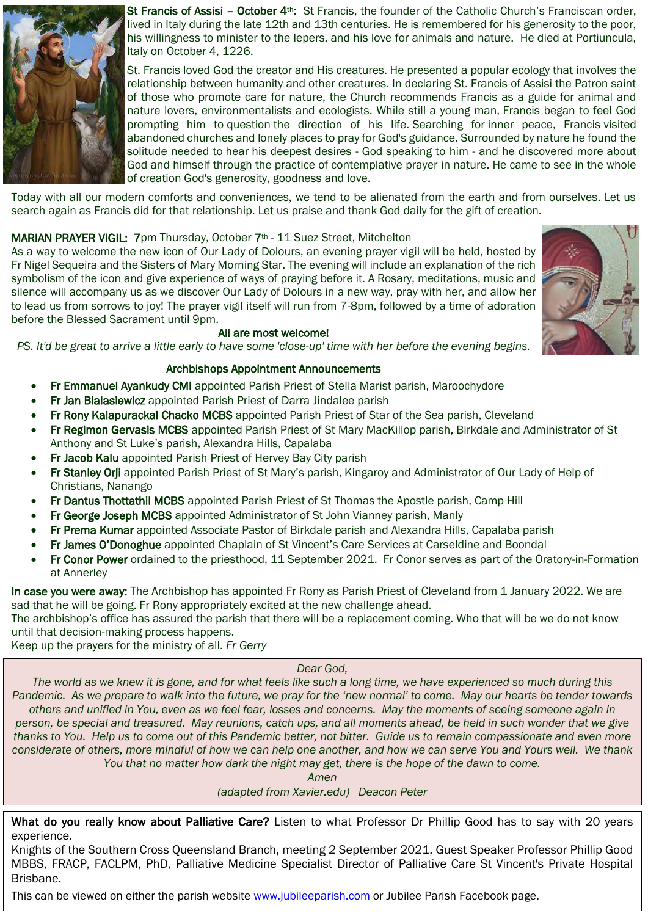**St Francis of Assisi – October 4th:** St Francis, the founder of the Catholic Church's Franciscan order, lived in Italy during the late 12th and 13th centuries. He is remembered for his generosity to the poor, his willingness to minister to the lepers, and his love for animals and nature. He died at Portiuncula, Italy on October 4, 1226.

St. Francis loved God the creator and His creatures. He presented a popular ecology that involves the relationship between humanity and other creatures. In declaring St. Francis of Assisi the Patron saint of those who promote care for nature, the Church recommends Francis as a guide for animal and nature lovers, environmentalists and ecologists. While still a young man, Francis began to feel God prompting him to question the direction of his life. Searching for inner peace, Francis visited abandoned churches and lonely places to pray for God's guidance. Surrounded by nature he found the solitude needed to hear his deepest desires - God speaking to him - and he discovered more about God and himself through the practice of contemplative prayer in nature. He came to see in the whole of creation God's generosity, goodness and love.

Today with all our modern comforts and conveniences, we tend to be alienated from the earth and from ourselves. Let us search again as Francis did for that relationship. Let us praise and thank God daily for the gift of creation.

**MARIAN PRAYER VIGIL:** 7pm Thursday, October 7th - 11 Suez Street, Mitchelton
As a way to welcome the new icon of Our Lady of Dolours, an evening prayer vigil will be held, hosted by Fr Nigel Sequeira and the Sisters of Mary Morning Star. The evening will include an explanation of the rich symbolism of the icon and give experience of ways of praying before it. A Rosary, meditations, music and silence will accompany us as we discover Our Lady of Dolours in a new way, pray with her, and allow her to lead us from sorrows to joy! The prayer vigil itself will run from 7-8pm, followed by a time of adoration before the Blessed Sacrament until 9pm.

**All are most welcome!**

*PS. It'd be great to arrive a little early to have some 'close-up' time with her before the evening begins.*

## Archbishops Appointment Announcements

- **Fr Emmanuel Ayankudy CMI** appointed Parish Priest of Stella Marist parish, Maroochydore
- **Fr Jan Bialasiewicz** appointed Parish Priest of Darra Jindalee parish
- **Fr Rony Kalapurackal Chacko MCBS** appointed Parish Priest of Star of the Sea parish, Cleveland
- **Fr Regimon Gervasis MCBS** appointed Parish Priest of St Mary MacKillop parish, Birkdale and Administrator of St Anthony and St Luke's parish, Alexandra Hills, Capalaba
- **Fr Jacob Kalu** appointed Parish Priest of Hervey Bay City parish
- **Fr Stanley Orji** appointed Parish Priest of St Mary's parish, Kingaroy and Administrator of Our Lady of Help of Christians, Nanango
- **Fr Dantus Thottathil MCBS** appointed Parish Priest of St Thomas the Apostle parish, Camp Hill
- **Fr George Joseph MCBS** appointed Administrator of St John Vianney parish, Manly
- **Fr Prema Kumar** appointed Associate Pastor of Birkdale parish and Alexandra Hills, Capalaba parish
- **Fr James O'Donoghue** appointed Chaplain of St Vincent's Care Services at Carseldine and Boondal
- **Fr Conor Power** ordained to the priesthood, 11 September 2021. Fr Conor serves as part of the Oratory-in-Formation at Annerley

**In case you were away:** The Archbishop has appointed Fr Rony as Parish Priest of Cleveland from 1 January 2022. We are sad that he will be going. Fr Rony appropriately excited at the new challenge ahead.
The archbishop's office has assured the parish that there will be a replacement coming. Who that will be we do not know until that decision-making process happens.
Keep up the prayers for the ministry of all. *Fr Gerry*

*Dear God,*
*The world as we knew it is gone, and for what feels like such a long time, we have experienced so much during this Pandemic. As we prepare to walk into the future, we pray for the 'new normal' to come. May our hearts be tender towards others and unified in You, even as we feel fear, losses and concerns. May the moments of seeing someone again in person, be special and treasured. May reunions, catch ups, and all moments ahead, be held in such wonder that we give thanks to You. Help us to come out of this Pandemic better, not bitter. Guide us to remain compassionate and even more considerate of others, more mindful of how we can help one another, and how we can serve You and Yours well. We thank You that no matter how dark the night may get, there is the hope of the dawn to come.*
*Amen*
*(adapted from Xavier.edu) Deacon Peter*

**What do you really know about Palliative Care?** Listen to what Professor Dr Phillip Good has to say with 20 years experience.
Knights of the Southern Cross Queensland Branch, meeting 2 September 2021, Guest Speaker Professor Phillip Good MBBS, FRACP, FACLPM, PhD, Palliative Medicine Specialist Director of Palliative Care St Vincent's Private Hospital Brisbane.

This can be viewed on either the parish website www.jubileeparish.com or Jubilee Parish Facebook page.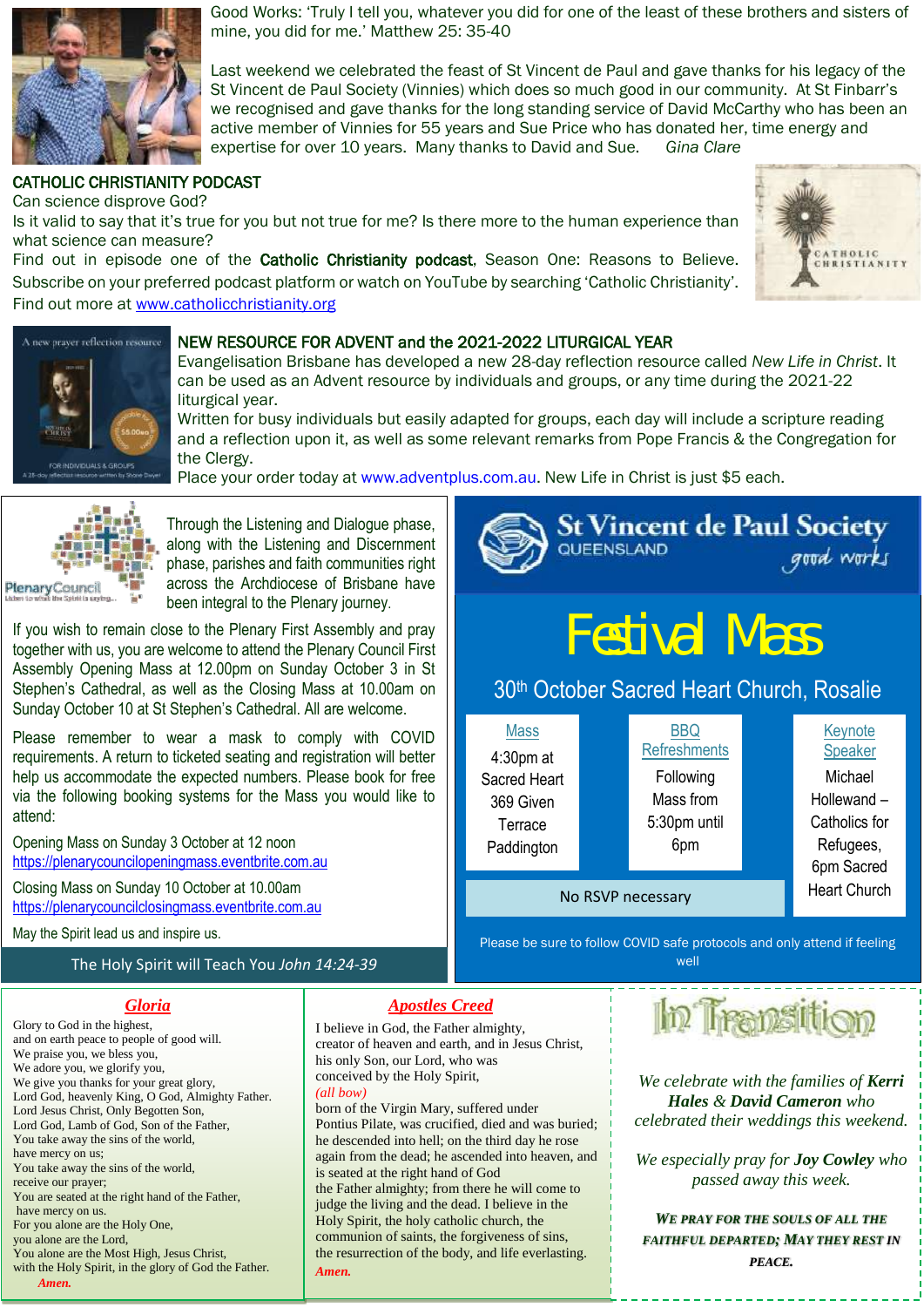Good Works: 'Truly I tell you, whatever you did for one of the least of these brothers and sisters of mine, you did for me.' Matthew 25: 35-40

Last weekend we celebrated the feast of St Vincent de Paul and gave thanks for his legacy of the St Vincent de Paul Society (Vinnies) which does so much good in our community. At St Finbarr's we recognised and gave thanks for the long standing service of David McCarthy who has been an active member of Vinnies for 55 years and Sue Price who has donated her, time energy and expertise for over 10 years. Many thanks to David and Sue. *Gina Clare*

## CATHOLIC CHRISTIANITY PODCAST

Can science disprove God?

Is it valid to say that it's true for you but not true for me? Is there more to the human experience than what science can measure?

Find out in episode one of the **Catholic Christianity podcast**, Season One: Reasons to Believe. Subscribe on your preferred podcast platform or watch on YouTube by searching 'Catholic Christianity'. Find out more at www.catholicchristianity.org

## NEW RESOURCE FOR ADVENT and the 2021-2022 LITURGICAL YEAR

Evangelisation Brisbane has developed a new 28-day reflection resource called *New Life in Christ*. It can be used as an Advent resource by individuals and groups, or any time during the 2021-22 liturgical year.

Written for busy individuals but easily adapted for groups, each day will include a scripture reading and a reflection upon it, as well as some relevant remarks from Pope Francis & the Congregation for the Clergy.

Place your order today at www.adventplus.com.au. New Life in Christ is just $5 each.

Through the Listening and Dialogue phase, along with the Listening and Discernment phase, parishes and faith communities right across the Archdiocese of Brisbane have been integral to the Plenary journey.

If you wish to remain close to the Plenary First Assembly and pray together with us, you are welcome to attend the Plenary Council First Assembly Opening Mass at 12.00pm on Sunday October 3 in St Stephen's Cathedral, as well as the Closing Mass at 10.00am on Sunday October 10 at St Stephen's Cathedral. All are welcome.

Please remember to wear a mask to comply with COVID requirements. A return to ticketed seating and registration will better help us accommodate the expected numbers. Please book for free via the following booking systems for the Mass you would like to attend:

Opening Mass on Sunday 3 October at 12 noon
https://plenarycouncilopeningmass.eventbrite.com.au

Closing Mass on Sunday 10 October at 10.00am
https://plenarycouncilclosingmass.eventbrite.com.au

May the Spirit lead us and inspire us.

The Holy Spirit will Teach You *John 14:24-39*

## St Vincent de Paul Society QUEENSLAND — good works

# Festival Mass

30th October Sacred Heart Church, Rosalie

**Mass**
4:30pm at Sacred Heart 369 Given Terrace Paddington

**BBQ Refreshments**
Following Mass from 5:30pm until 6pm

**Keynote Speaker**
Michael Hollewand – Catholics for Refugees, 6pm Sacred Heart Church

No RSVP necessary

Please be sure to follow COVID safe protocols and only attend if feeling well

## *Gloria*

Glory to God in the highest,
and on earth peace to people of good will.
We praise you, we bless you,
We adore you, we glorify you,
We give you thanks for your great glory,
Lord God, heavenly King, O God, Almighty Father.
Lord Jesus Christ, Only Begotten Son,
Lord God, Lamb of God, Son of the Father,
You take away the sins of the world,
have mercy on us;
You take away the sins of the world,
receive our prayer;
You are seated at the right hand of the Father,
have mercy on us.
For you alone are the Holy One,
you alone are the Lord,
You alone are the Most High, Jesus Christ,
with the Holy Spirit, in the glory of God the Father.
*Amen.*

## *Apostles Creed*

I believe in God, the Father almighty,
creator of heaven and earth, and in Jesus Christ,
his only Son, our Lord, who was
conceived by the Holy Spirit,
*(all bow)*
born of the Virgin Mary, suffered under
Pontius Pilate, was crucified, died and was buried;
he descended into hell; on the third day he rose
again from the dead; he ascended into heaven, and
is seated at the right hand of God
the Father almighty; from there he will come to
judge the living and the dead. I believe in the
Holy Spirit, the holy catholic church, the
communion of saints, the forgiveness of sins,
the resurrection of the body, and life everlasting.
*Amen.*

## In Transition

*We celebrate with the families of **Kerri Hales** & **David Cameron** who celebrated their weddings this weekend.*

*We especially pray for **Joy Cowley** who passed away this week.*

***WE PRAY FOR THE SOULS OF ALL THE FAITHFUL DEPARTED; MAY THEY REST IN PEACE.***